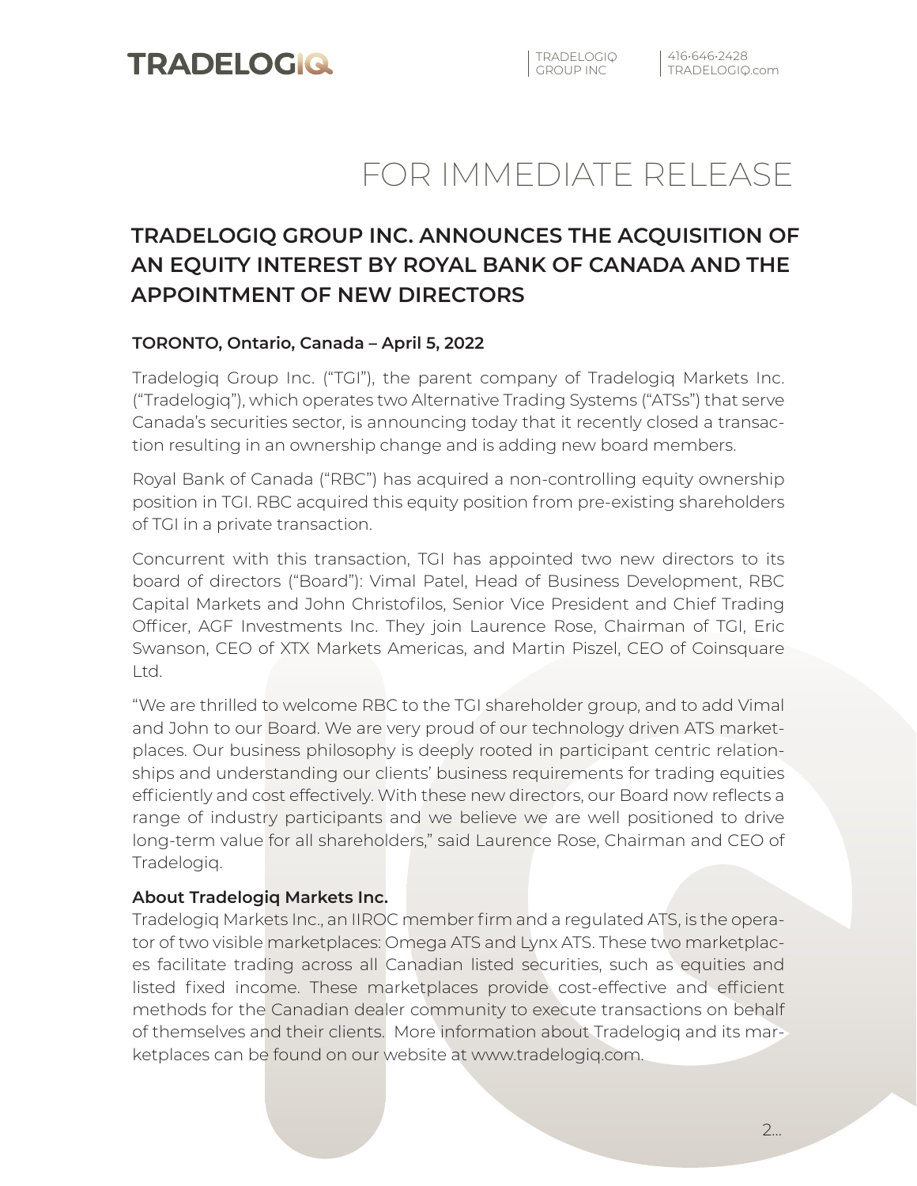TRADELOGIQ

TRADELOGIQ GROUP INC | 416·646·2428 TRADELOGIQ.com

# FOR IMMEDIATE RELEASE

## TRADELOGIQ GROUP INC. ANNOUNCES THE ACQUISITION OF AN EQUITY INTEREST BY ROYAL BANK OF CANADA AND THE APPOINTMENT OF NEW DIRECTORS

**TORONTO, Ontario, Canada – April 5, 2022**

Tradelogiq Group Inc. ("TGI"), the parent company of Tradelogiq Markets Inc. ("Tradelogiq"), which operates two Alternative Trading Systems ("ATSs") that serve Canada's securities sector, is announcing today that it recently closed a transaction resulting in an ownership change and is adding new board members.

Royal Bank of Canada ("RBC") has acquired a non-controlling equity ownership position in TGI. RBC acquired this equity position from pre-existing shareholders of TGI in a private transaction.

Concurrent with this transaction, TGI has appointed two new directors to its board of directors ("Board"): Vimal Patel, Head of Business Development, RBC Capital Markets and John Christofilos, Senior Vice President and Chief Trading Officer, AGF Investments Inc. They join Laurence Rose, Chairman of TGI, Eric Swanson, CEO of XTX Markets Americas, and Martin Piszel, CEO of Coinsquare Ltd.

"We are thrilled to welcome RBC to the TGI shareholder group, and to add Vimal and John to our Board. We are very proud of our technology driven ATS marketplaces. Our business philosophy is deeply rooted in participant centric relationships and understanding our clients' business requirements for trading equities efficiently and cost effectively. With these new directors, our Board now reflects a range of industry participants and we believe we are well positioned to drive long-term value for all shareholders," said Laurence Rose, Chairman and CEO of Tradelogiq.

**About Tradelogiq Markets Inc.**

Tradelogiq Markets Inc., an IIROC member firm and a regulated ATS, is the operator of two visible marketplaces: Omega ATS and Lynx ATS. These two marketplaces facilitate trading across all Canadian listed securities, such as equities and listed fixed income. These marketplaces provide cost-effective and efficient methods for the Canadian dealer community to execute transactions on behalf of themselves and their clients. More information about Tradelogiq and its marketplaces can be found on our website at www.tradelogiq.com.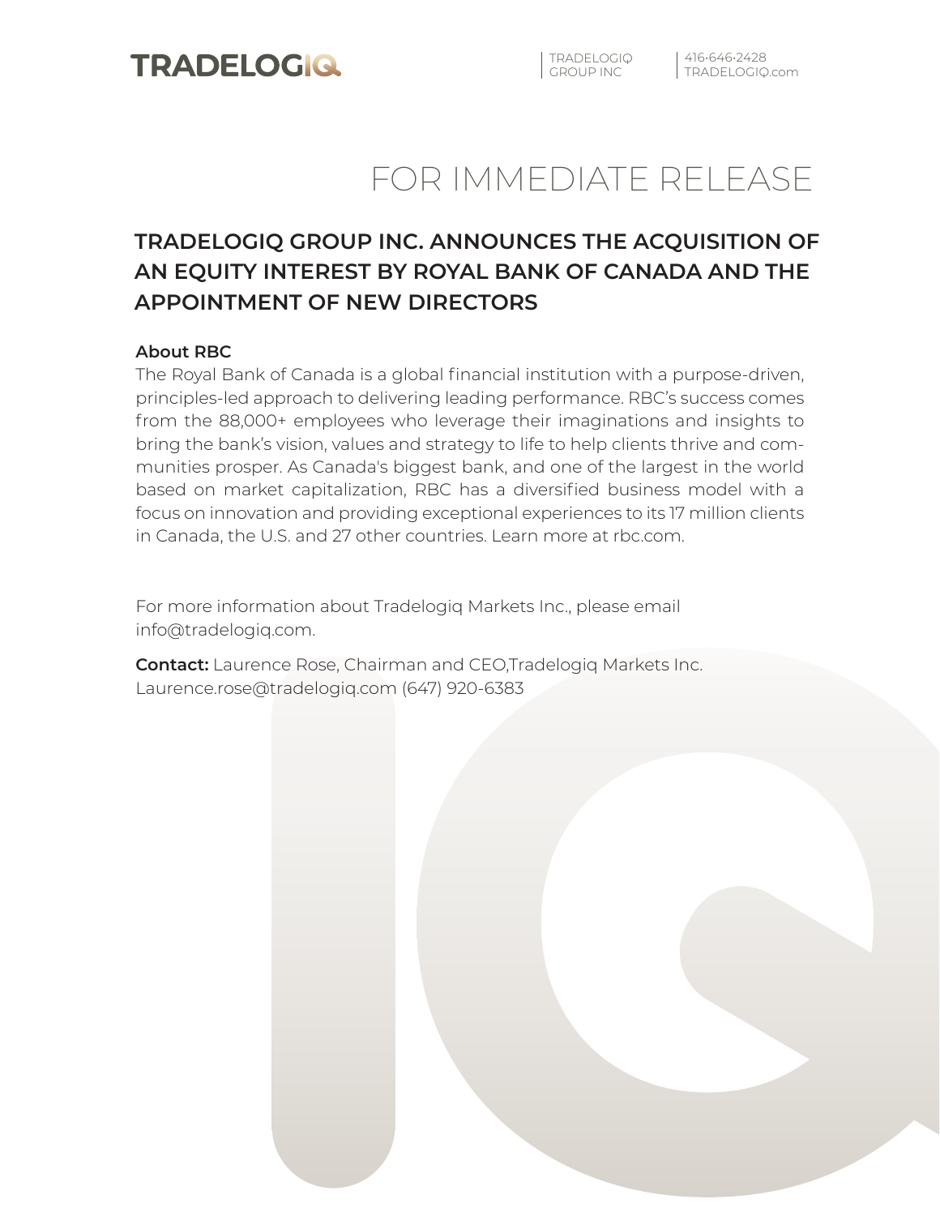FOR IMMEDIATE RELEASE

## TRADELOGIQ GROUP INC. ANNOUNCES THE ACQUISITION OF AN EQUITY INTEREST BY ROYAL BANK OF CANADA AND THE APPOINTMENT OF NEW DIRECTORS

**About RBC**

The Royal Bank of Canada is a global financial institution with a purpose-driven, principles-led approach to delivering leading performance. RBC's success comes from the 88,000+ employees who leverage their imaginations and insights to bring the bank's vision, values and strategy to life to help clients thrive and communities prosper. As Canada's biggest bank, and one of the largest in the world based on market capitalization, RBC has a diversified business model with a focus on innovation and providing exceptional experiences to its 17 million clients in Canada, the U.S. and 27 other countries. Learn more at rbc.com.

For more information about Tradelogiq Markets Inc., please email info@tradelogiq.com.

**Contact:** Laurence Rose, Chairman and CEO,Tradelogiq Markets Inc.
Laurence.rose@tradelogiq.com (647) 920-6383